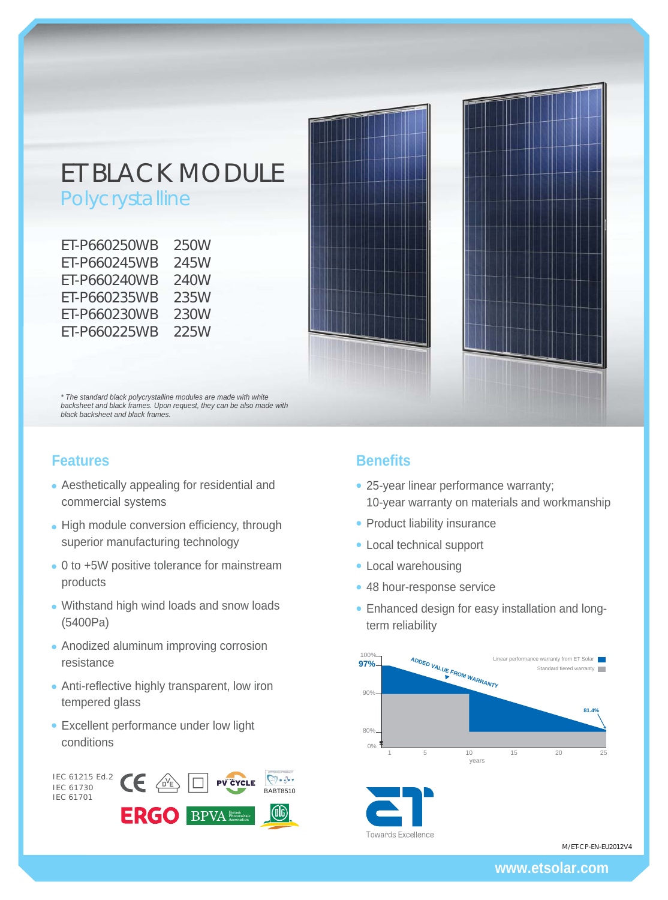# ET BLACK MODULE

## Polycrystalline

| Model | Power |
|---|---|
| ET-P660250WB | 250W |
| ET-P660245WB | 245W |
| ET-P660240WB | 240W |
| ET-P660235WB | 235W |
| ET-P660230WB | 230W |
| ET-P660225WB | 225W |

*\* The standard black polycrystalline modules are made with white backsheet and black frames. Upon request, they can be also made with black backsheet and black frames.*

## Features

- Aesthetically appealing for residential and commercial systems
- High module conversion efficiency, through superior manufacturing technology
- 0 to +5W positive tolerance for mainstream products
- Withstand high wind loads and snow loads (5400Pa)
- Anodized aluminum improving corrosion resistance
- Anti-reflective highly transparent, low iron tempered glass
- Excellent performance under low light conditions

IEC 61215 Ed.2
IEC 61730
IEC 61701

BABT8510

## Benefits

- 25-year linear performance warranty;
  10-year warranty on materials and workmanship
- Product liability insurance
- Local technical support
- Local warehousing
- 48 hour-response service
- Enhanced design for easy installation and long-term reliability

ADDED VALUE FROM WARRANTY

Linear performance warranty from ET Solar
Standard tiered warranty

100% | 97% | 90% | 80% | 0% | 81.4%

1 | 5 | 10 | 15 | 20 | 25 years

Towards Excellence

M/ET-CP-EN-EU2012V4

www.etsolar.com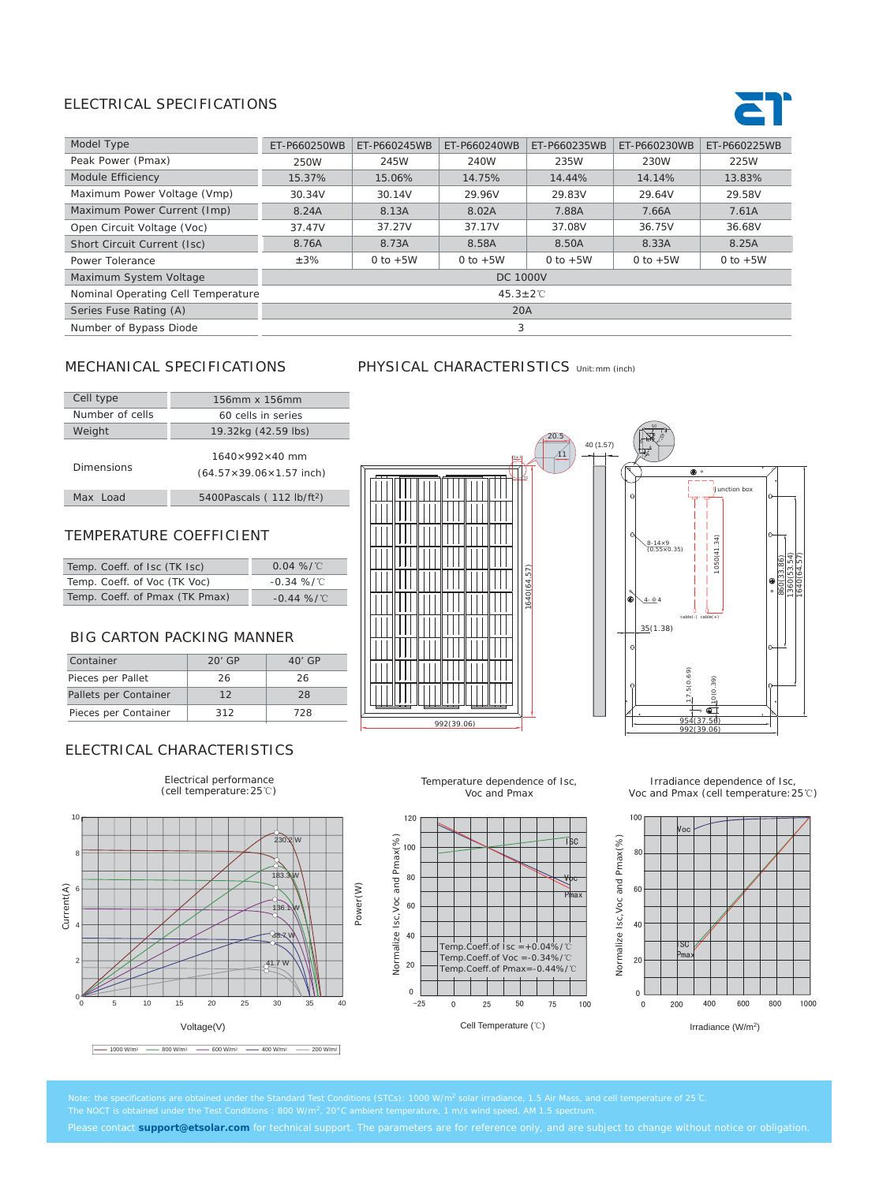## ELECTRICAL SPECIFICATIONS

| Model Type | ET-P660250WB | ET-P660245WB | ET-P660240WB | ET-P660235WB | ET-P660230WB | ET-P660225WB |
|---|---|---|---|---|---|---|
| Peak Power (Pmax) | 250W | 245W | 240W | 235W | 230W | 225W |
| Module Efficiency | 15.37% | 15.06% | 14.75% | 14.44% | 14.14% | 13.83% |
| Maximum Power Voltage (Vmp) | 30.34V | 30.14V | 29.96V | 29.83V | 29.64V | 29.58V |
| Maximum Power Current (Imp) | 8.24A | 8.13A | 8.02A | 7.88A | 7.66A | 7.61A |
| Open Circuit Voltage (Voc) | 37.47V | 37.27V | 37.17V | 37.08V | 36.75V | 36.68V |
| Short Circuit Current (Isc) | 8.76A | 8.73A | 8.58A | 8.50A | 8.33A | 8.25A |
| Power Tolerance | ±3% | 0 to +5W | 0 to +5W | 0 to +5W | 0 to +5W | 0 to +5W |
| Maximum System Voltage | DC 1000V | | | | | |
| Nominal Operating Cell Temperature | 45.3±2℃ | | | | | |
| Series Fuse Rating (A) | 20A | | | | | |
| Number of Bypass Diode | 3 | | | | | |

## MECHANICAL SPECIFICATIONS

| | |
|---|---|
| Cell type | 156mm x 156mm |
| Number of cells | 60 cells in series |
| Weight | 19.32kg (42.59 lbs) |
| Dimensions | 1640×992×40 mm (64.57×39.06×1.57 inch) |
| Max Load | 5400Pascals ( 112 lb/ft²) |

## PHYSICAL CHARACTERISTICS Unit:mm (inch)

20.5
11
40 (1.57)
1640(64.57)
992(39.06)
Junction box
8-14×9 (0.55×0.35)
1050(41.34)
4- Φ4
35(1.38)
860(33.86)
1360(53.54)
1640(64.57)
cable(-) cable(+)
17.5(0.69)
10(0.39)
954(37.56)
992(39.06)

## TEMPERATURE COEFFICIENT

| | |
|---|---|
| Temp. Coeff. of Isc (TK Isc) | 0.04 %/℃ |
| Temp. Coeff. of Voc (TK Voc) | -0.34 %/℃ |
| Temp. Coeff. of Pmax (TK Pmax) | -0.44 %/℃ |

## BIG CARTON PACKING MANNER

| Container | 20' GP | 40' GP |
|---|---|---|
| Pieces per Pallet | 26 | 26 |
| Pallets per Container | 12 | 28 |
| Pieces per Container | 312 | 728 |

## ELECTRICAL CHARACTERISTICS

Electrical performance (cell temperature:25℃)

Current(A)
Power(W)
230.2 W
183.3 W
136.1 W
88.7 W
41.7 W
Voltage(V)
1000 W/m² — 800 W/m² — 600 W/m² — 400 W/m² — 200 W/m²

Temperature dependence of Isc, Voc and Pmax

Normalize Isc,Voc and Pmax(%)
Isc
Voc
Pmax
Temp.Coeff.of Isc =+0.04%/℃
Temp.Coeff.of Voc =-0.34%/℃
Temp.Coeff.of Pmax=-0.44%/℃
Cell Temperature (℃)

Irradiance dependence of Isc, Voc and Pmax (cell temperature:25℃)

Normalize Isc,Voc and Pmax(%)
Voc
Isc
Pmax
Irradiance (W/m²)

Note: the specifications are obtained under the Standard Test Conditions (STCs): 1000 W/m² solar irradiance, 1.5 Air Mass, and cell temperature of 25℃.
The NOCT is obtained under the Test Conditions : 800 W/m², 20°C ambient temperature, 1 m/s wind speed, AM 1.5 spectrum.

Please contact **support@etsolar.com** for technical support. The parameters are for reference only, and are subject to change without notice or obligation.